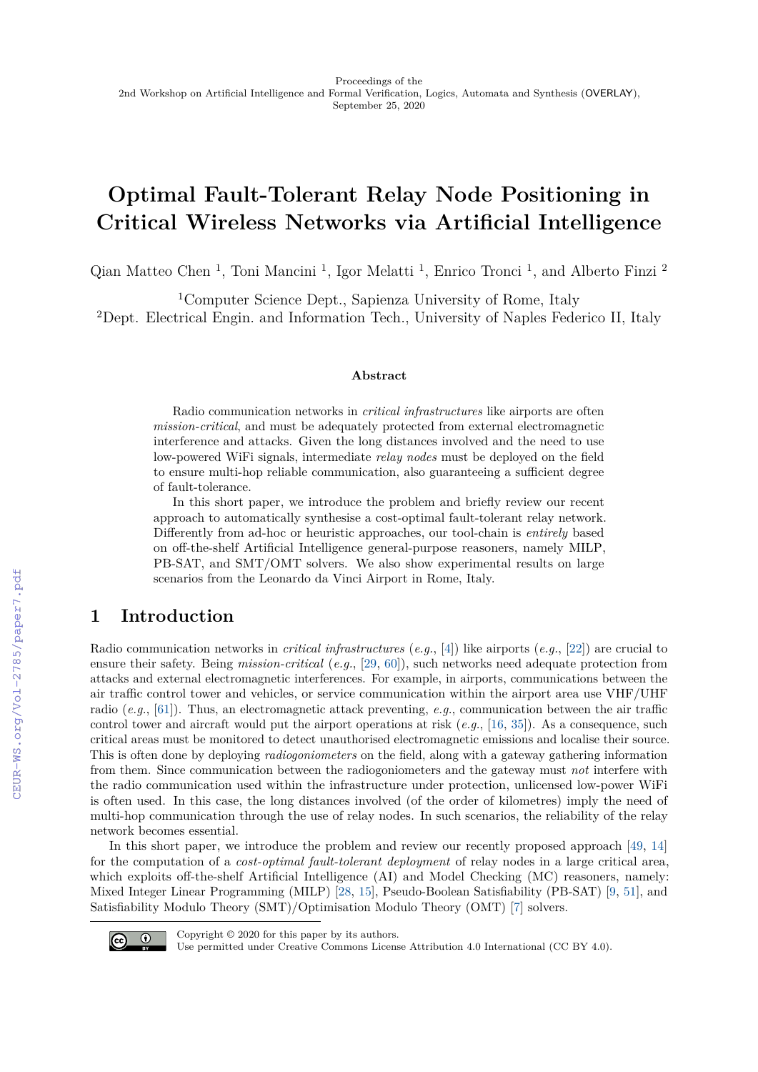Proceedings of the
2nd Workshop on Artificial Intelligence and Formal Verification, Logics, Automata and Synthesis (OVERLAY),
September 25, 2020

# Optimal Fault-Tolerant Relay Node Positioning in Critical Wireless Networks via Artificial Intelligence

Qian Matteo Chen [1], Toni Mancini [1], Igor Melatti [1], Enrico Tronci [1], and Alberto Finzi [2]

[1]Computer Science Dept., Sapienza University of Rome, Italy
[2]Dept. Electrical Engin. and Information Tech., University of Naples Federico II, Italy

### Abstract

Radio communication networks in *critical infrastructures* like airports are often *mission-critical*, and must be adequately protected from external electromagnetic interference and attacks. Given the long distances involved and the need to use low-powered WiFi signals, intermediate *relay nodes* must be deployed on the field to ensure multi-hop reliable communication, also guaranteeing a sufficient degree of fault-tolerance.

In this short paper, we introduce the problem and briefly review our recent approach to automatically synthesise a cost-optimal fault-tolerant relay network. Differently from ad-hoc or heuristic approaches, our tool-chain is *entirely* based on off-the-shelf Artificial Intelligence general-purpose reasoners, namely MILP, PB-SAT, and SMT/OMT solvers. We also show experimental results on large scenarios from the Leonardo da Vinci Airport in Rome, Italy.

## 1 Introduction

Radio communication networks in *critical infrastructures* (*e.g.*, [4]) like airports (*e.g.*, [22]) are crucial to ensure their safety. Being *mission-critical* (*e.g.*, [29, 60]), such networks need adequate protection from attacks and external electromagnetic interferences. For example, in airports, communications between the air traffic control tower and vehicles, or service communication within the airport area use VHF/UHF radio (*e.g.*, [61]). Thus, an electromagnetic attack preventing, *e.g.*, communication between the air traffic control tower and aircraft would put the airport operations at risk (*e.g.*, [16, 35]). As a consequence, such critical areas must be monitored to detect unauthorised electromagnetic emissions and localise their source. This is often done by deploying *radiogoniometers* on the field, along with a gateway gathering information from them. Since communication between the radiogoniometers and the gateway must *not* interfere with the radio communication used within the infrastructure under protection, unlicensed low-power WiFi is often used. In this case, the long distances involved (of the order of kilometres) imply the need of multi-hop communication through the use of relay nodes. In such scenarios, the reliability of the relay network becomes essential.

In this short paper, we introduce the problem and review our recently proposed approach [49, 14] for the computation of a *cost-optimal fault-tolerant deployment* of relay nodes in a large critical area, which exploits off-the-shelf Artificial Intelligence (AI) and Model Checking (MC) reasoners, namely: Mixed Integer Linear Programming (MILP) [28, 15], Pseudo-Boolean Satisfiability (PB-SAT) [9, 51], and Satisfiability Modulo Theory (SMT)/Optimisation Modulo Theory (OMT) [7] solvers.

Copyright © 2020 for this paper by its authors.
Use permitted under Creative Commons License Attribution 4.0 International (CC BY 4.0).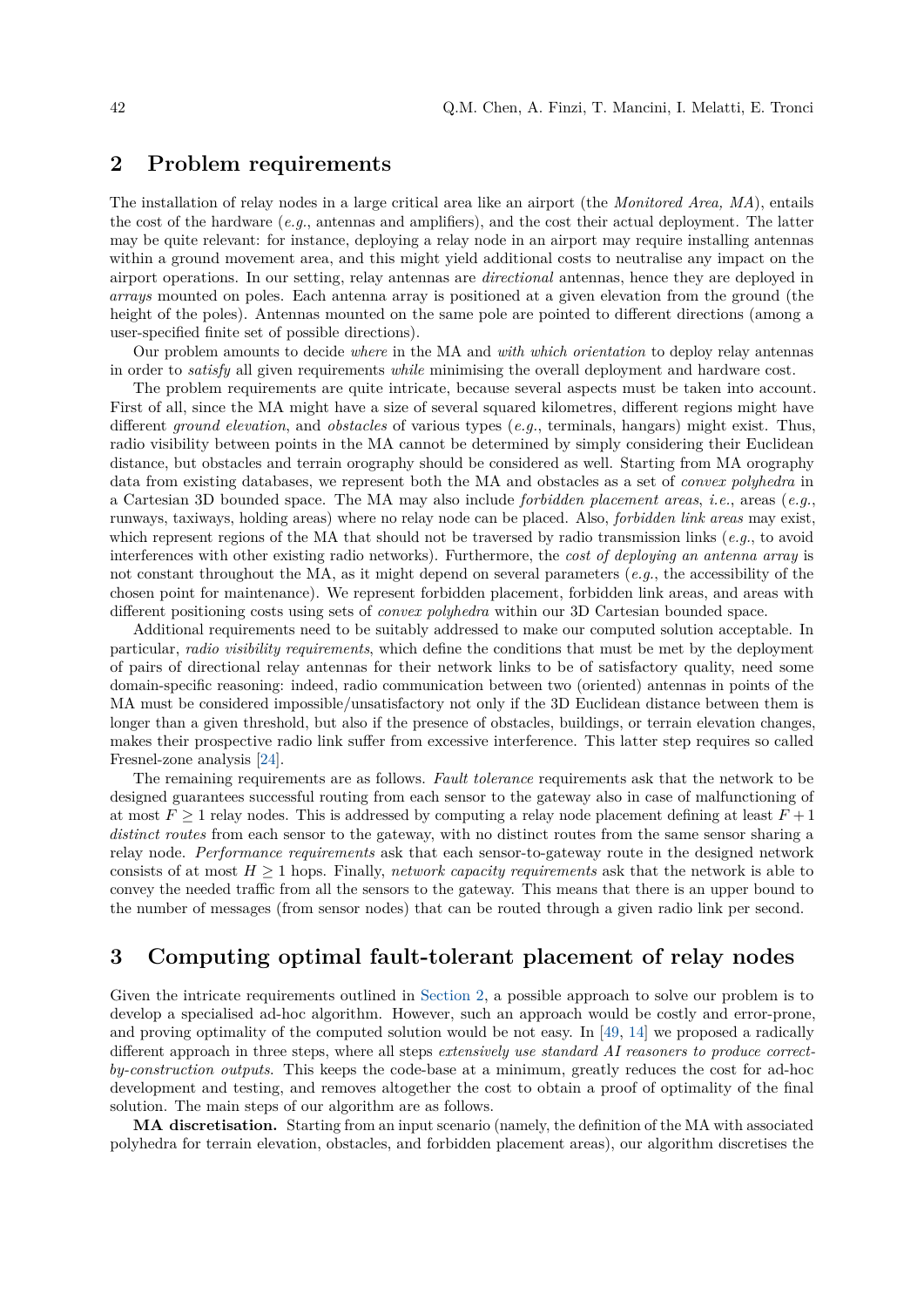## 2 Problem requirements

The installation of relay nodes in a large critical area like an airport (the *Monitored Area, MA*), entails the cost of the hardware (*e.g.*, antennas and amplifiers), and the cost their actual deployment. The latter may be quite relevant: for instance, deploying a relay node in an airport may require installing antennas within a ground movement area, and this might yield additional costs to neutralise any impact on the airport operations. In our setting, relay antennas are *directional* antennas, hence they are deployed in *arrays* mounted on poles. Each antenna array is positioned at a given elevation from the ground (the height of the poles). Antennas mounted on the same pole are pointed to different directions (among a user-specified finite set of possible directions).

Our problem amounts to decide *where* in the MA and *with which orientation* to deploy relay antennas in order to *satisfy* all given requirements *while* minimising the overall deployment and hardware cost.

The problem requirements are quite intricate, because several aspects must be taken into account. First of all, since the MA might have a size of several squared kilometres, different regions might have different *ground elevation*, and *obstacles* of various types (*e.g.*, terminals, hangars) might exist. Thus, radio visibility between points in the MA cannot be determined by simply considering their Euclidean distance, but obstacles and terrain orography should be considered as well. Starting from MA orography data from existing databases, we represent both the MA and obstacles as a set of *convex polyhedra* in a Cartesian 3D bounded space. The MA may also include *forbidden placement areas*, *i.e.*, areas (*e.g.*, runways, taxiways, holding areas) where no relay node can be placed. Also, *forbidden link areas* may exist, which represent regions of the MA that should not be traversed by radio transmission links (*e.g.*, to avoid interferences with other existing radio networks). Furthermore, the *cost of deploying an antenna array* is not constant throughout the MA, as it might depend on several parameters (*e.g.*, the accessibility of the chosen point for maintenance). We represent forbidden placement, forbidden link areas, and areas with different positioning costs using sets of *convex polyhedra* within our 3D Cartesian bounded space.

Additional requirements need to be suitably addressed to make our computed solution acceptable. In particular, *radio visibility requirements*, which define the conditions that must be met by the deployment of pairs of directional relay antennas for their network links to be of satisfactory quality, need some domain-specific reasoning: indeed, radio communication between two (oriented) antennas in points of the MA must be considered impossible/unsatisfactory not only if the 3D Euclidean distance between them is longer than a given threshold, but also if the presence of obstacles, buildings, or terrain elevation changes, makes their prospective radio link suffer from excessive interference. This latter step requires so called Fresnel-zone analysis [24].

The remaining requirements are as follows. *Fault tolerance* requirements ask that the network to be designed guarantees successful routing from each sensor to the gateway also in case of malfunctioning of at most $F \geq 1$ relay nodes. This is addressed by computing a relay node placement defining at least $F + 1$ *distinct routes* from each sensor to the gateway, with no distinct routes from the same sensor sharing a relay node. *Performance requirements* ask that each sensor-to-gateway route in the designed network consists of at most $H \geq 1$ hops. Finally, *network capacity requirements* ask that the network is able to convey the needed traffic from all the sensors to the gateway. This means that there is an upper bound to the number of messages (from sensor nodes) that can be routed through a given radio link per second.

## 3 Computing optimal fault-tolerant placement of relay nodes

Given the intricate requirements outlined in Section 2, a possible approach to solve our problem is to develop a specialised ad-hoc algorithm. However, such an approach would be costly and error-prone, and proving optimality of the computed solution would be not easy. In [49, 14] we proposed a radically different approach in three steps, where all steps *extensively use standard AI reasoners to produce correct-by-construction outputs*. This keeps the code-base at a minimum, greatly reduces the cost for ad-hoc development and testing, and removes altogether the cost to obtain a proof of optimality of the final solution. The main steps of our algorithm are as follows.

**MA discretisation.** Starting from an input scenario (namely, the definition of the MA with associated polyhedra for terrain elevation, obstacles, and forbidden placement areas), our algorithm discretises the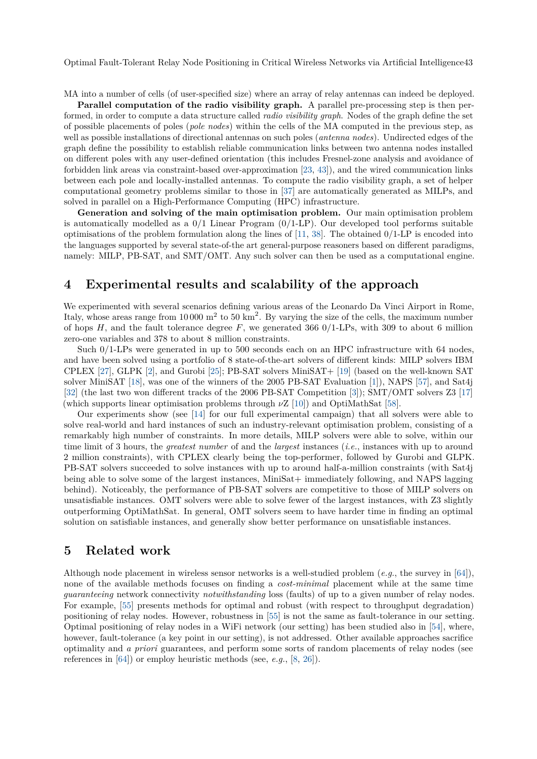MA into a number of cells (of user-specified size) where an array of relay antennas can indeed be deployed.

**Parallel computation of the radio visibility graph.** A parallel pre-processing step is then performed, in order to compute a data structure called *radio visibility graph*. Nodes of the graph define the set of possible placements of poles (*pole nodes*) within the cells of the MA computed in the previous step, as well as possible installations of directional antennas on such poles (*antenna nodes*). Undirected edges of the graph define the possibility to establish reliable communication links between two antenna nodes installed on different poles with any user-defined orientation (this includes Fresnel-zone analysis and avoidance of forbidden link areas via constraint-based over-approximation [23, 43]), and the wired communication links between each pole and locally-installed antennas. To compute the radio visibility graph, a set of helper computational geometry problems similar to those in [37] are automatically generated as MILPs, and solved in parallel on a High-Performance Computing (HPC) infrastructure.

**Generation and solving of the main optimisation problem.** Our main optimisation problem is automatically modelled as a 0/1 Linear Program (0/1-LP). Our developed tool performs suitable optimisations of the problem formulation along the lines of [11, 38]. The obtained 0/1-LP is encoded into the languages supported by several state-of-the art general-purpose reasoners based on different paradigms, namely: MILP, PB-SAT, and SMT/OMT. Any such solver can then be used as a computational engine.

## 4 Experimental results and scalability of the approach

We experimented with several scenarios defining various areas of the Leonardo Da Vinci Airport in Rome, Italy, whose areas range from 10 000 m$^2$ to 50 km$^2$. By varying the size of the cells, the maximum number of hops $H$, and the fault tolerance degree $F$, we generated 366 0/1-LPs, with 309 to about 6 million zero-one variables and 378 to about 8 million constraints.

Such 0/1-LPs were generated in up to 500 seconds each on an HPC infrastructure with 64 nodes, and have been solved using a portfolio of 8 state-of-the-art solvers of different kinds: MILP solvers IBM CPLEX [27], GLPK [2], and Gurobi [25]; PB-SAT solvers MiniSAT+ [19] (based on the well-known SAT solver MiniSAT [18], was one of the winners of the 2005 PB-SAT Evaluation [1]), NAPS [57], and Sat4j [32] (the last two won different tracks of the 2006 PB-SAT Competition [3]); SMT/OMT solvers Z3 [17] (which supports linear optimisation problems through $\nu$Z [10]) and OptiMathSat [58].

Our experiments show (see [14] for our full experimental campaign) that all solvers were able to solve real-world and hard instances of such an industry-relevant optimisation problem, consisting of a remarkably high number of constraints. In more details, MILP solvers were able to solve, within our time limit of 3 hours, the *greatest number* of and the *largest* instances (*i.e.*, instances with up to around 2 million constraints), with CPLEX clearly being the top-performer, followed by Gurobi and GLPK. PB-SAT solvers succeeded to solve instances with up to around half-a-million constraints (with Sat4j being able to solve some of the largest instances, MiniSat+ immediately following, and NAPS lagging behind). Noticeably, the performance of PB-SAT solvers are competitive to those of MILP solvers on unsatisfiable instances. OMT solvers were able to solve fewer of the largest instances, with Z3 slightly outperforming OptiMathSat. In general, OMT solvers seem to have harder time in finding an optimal solution on satisfiable instances, and generally show better performance on unsatisfiable instances.

## 5 Related work

Although node placement in wireless sensor networks is a well-studied problem (*e.g.*, the survey in [64]), none of the available methods focuses on finding a *cost-minimal* placement while at the same time *guaranteeing* network connectivity *notwithstanding* loss (faults) of up to a given number of relay nodes. For example, [55] presents methods for optimal and robust (with respect to throughput degradation) positioning of relay nodes. However, robustness in [55] is not the same as fault-tolerance in our setting. Optimal positioning of relay nodes in a WiFi network (our setting) has been studied also in [54], where, however, fault-tolerance (a key point in our setting), is not addressed. Other available approaches sacrifice optimality and *a priori* guarantees, and perform some sorts of random placements of relay nodes (see references in [64]) or employ heuristic methods (see, *e.g.*, [8, 26]).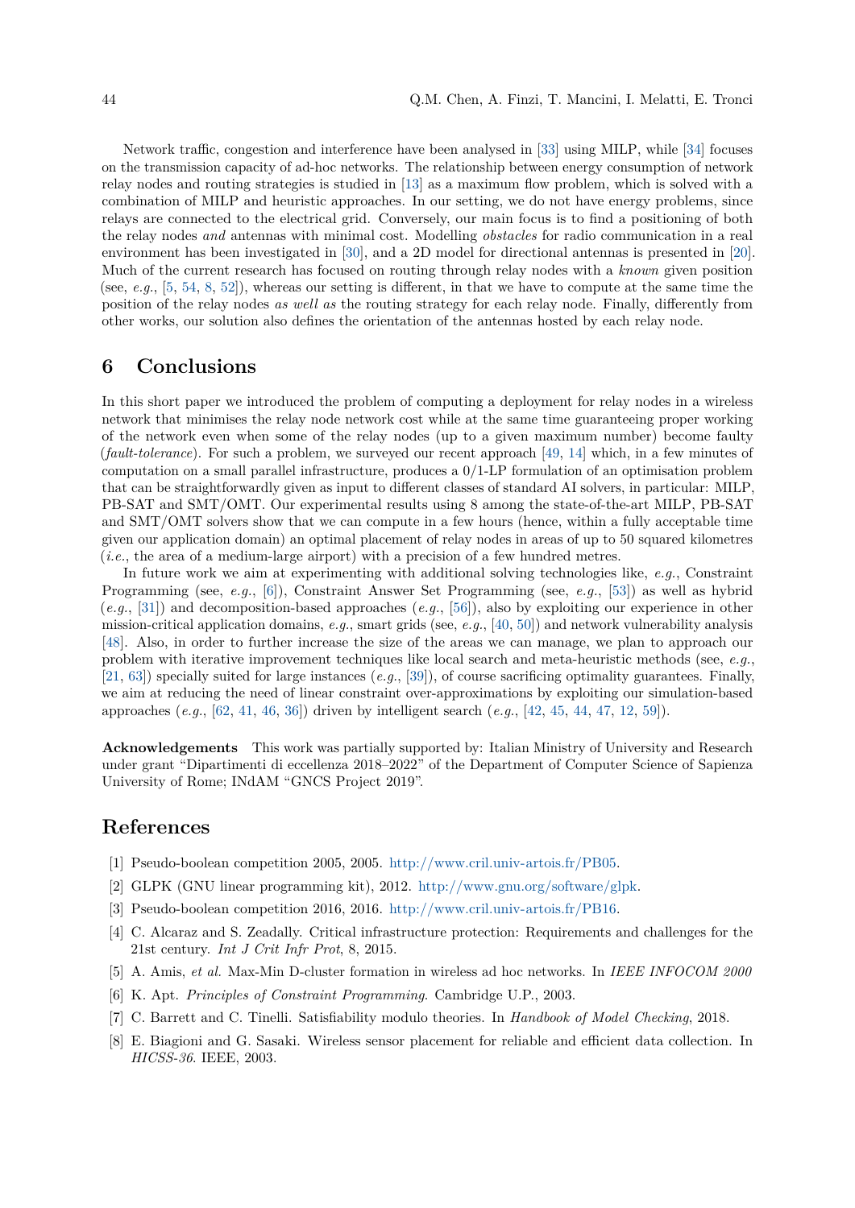Network traffic, congestion and interference have been analysed in [33] using MILP, while [34] focuses on the transmission capacity of ad-hoc networks. The relationship between energy consumption of network relay nodes and routing strategies is studied in [13] as a maximum flow problem, which is solved with a combination of MILP and heuristic approaches. In our setting, we do not have energy problems, since relays are connected to the electrical grid. Conversely, our main focus is to find a positioning of both the relay nodes *and* antennas with minimal cost. Modelling *obstacles* for radio communication in a real environment has been investigated in [30], and a 2D model for directional antennas is presented in [20]. Much of the current research has focused on routing through relay nodes with a *known* given position (see, *e.g.*, [5, 54, 8, 52]), whereas our setting is different, in that we have to compute at the same time the position of the relay nodes *as well as* the routing strategy for each relay node. Finally, differently from other works, our solution also defines the orientation of the antennas hosted by each relay node.

## 6 Conclusions

In this short paper we introduced the problem of computing a deployment for relay nodes in a wireless network that minimises the relay node network cost while at the same time guaranteeing proper working of the network even when some of the relay nodes (up to a given maximum number) become faulty (*fault-tolerance*). For such a problem, we surveyed our recent approach [49, 14] which, in a few minutes of computation on a small parallel infrastructure, produces a 0/1-LP formulation of an optimisation problem that can be straightforwardly given as input to different classes of standard AI solvers, in particular: MILP, PB-SAT and SMT/OMT. Our experimental results using 8 among the state-of-the-art MILP, PB-SAT and SMT/OMT solvers show that we can compute in a few hours (hence, within a fully acceptable time given our application domain) an optimal placement of relay nodes in areas of up to 50 squared kilometres (*i.e.*, the area of a medium-large airport) with a precision of a few hundred metres.

In future work we aim at experimenting with additional solving technologies like, *e.g.*, Constraint Programming (see, *e.g.*, [6]), Constraint Answer Set Programming (see, *e.g.*, [53]) as well as hybrid (*e.g.*, [31]) and decomposition-based approaches (*e.g.*, [56]), also by exploiting our experience in other mission-critical application domains, *e.g.*, smart grids (see, *e.g.*, [40, 50]) and network vulnerability analysis [48]. Also, in order to further increase the size of the areas we can manage, we plan to approach our problem with iterative improvement techniques like local search and meta-heuristic methods (see, *e.g.*, [21, 63]) specially suited for large instances (*e.g.*, [39]), of course sacrificing optimality guarantees. Finally, we aim at reducing the need of linear constraint over-approximations by exploiting our simulation-based approaches (*e.g.*, [62, 41, 46, 36]) driven by intelligent search (*e.g.*, [42, 45, 44, 47, 12, 59]).

**Acknowledgements** This work was partially supported by: Italian Ministry of University and Research under grant "Dipartimenti di eccellenza 2018–2022" of the Department of Computer Science of Sapienza University of Rome; INdAM "GNCS Project 2019".

## References

[1] Pseudo-boolean competition 2005, 2005. http://www.cril.univ-artois.fr/PB05.

[2] GLPK (GNU linear programming kit), 2012. http://www.gnu.org/software/glpk.

[3] Pseudo-boolean competition 2016, 2016. http://www.cril.univ-artois.fr/PB16.

[4] C. Alcaraz and S. Zeadally. Critical infrastructure protection: Requirements and challenges for the 21st century. *Int J Crit Infr Prot*, 8, 2015.

[5] A. Amis, *et al.* Max-Min D-cluster formation in wireless ad hoc networks. In *IEEE INFOCOM 2000*

[6] K. Apt. *Principles of Constraint Programming*. Cambridge U.P., 2003.

[7] C. Barrett and C. Tinelli. Satisfiability modulo theories. In *Handbook of Model Checking*, 2018.

[8] E. Biagioni and G. Sasaki. Wireless sensor placement for reliable and efficient data collection. In *HICSS-36*. IEEE, 2003.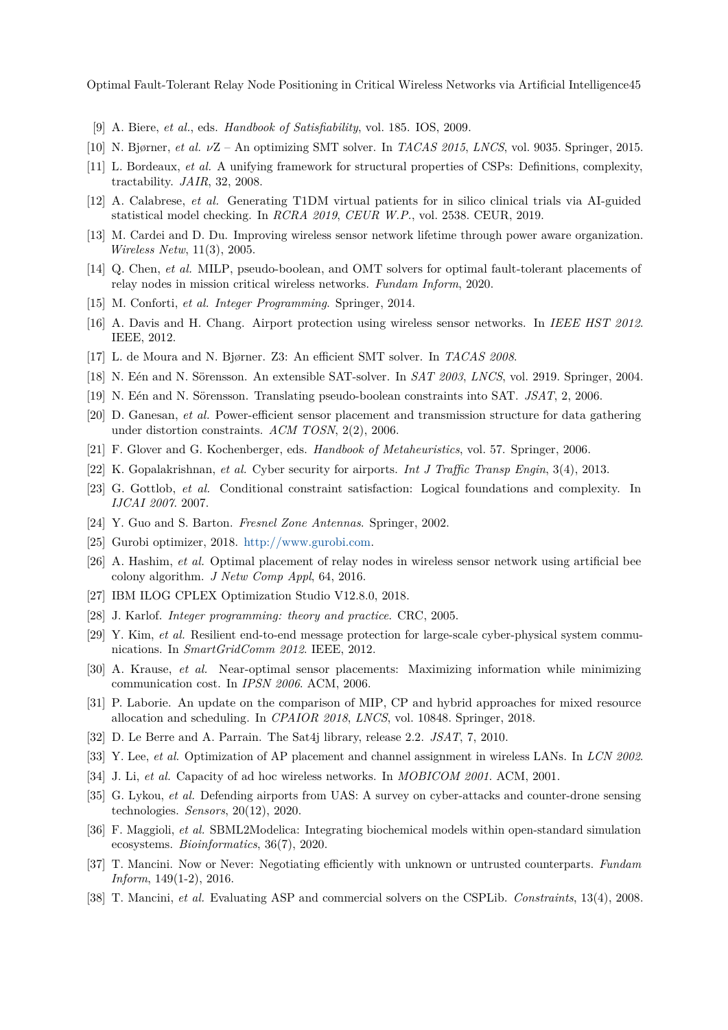[9] A. Biere, *et al.*, eds. *Handbook of Satisfiability*, vol. 185. IOS, 2009.

[10] N. Bjørner, *et al.* $\nu$Z – An optimizing SMT solver. In *TACAS 2015*, *LNCS*, vol. 9035. Springer, 2015.

[11] L. Bordeaux, *et al.* A unifying framework for structural properties of CSPs: Definitions, complexity, tractability. *JAIR*, 32, 2008.

[12] A. Calabrese, *et al.* Generating T1DM virtual patients for in silico clinical trials via AI-guided statistical model checking. In *RCRA 2019*, *CEUR W.P.*, vol. 2538. CEUR, 2019.

[13] M. Cardei and D. Du. Improving wireless sensor network lifetime through power aware organization. *Wireless Netw*, 11(3), 2005.

[14] Q. Chen, *et al.* MILP, pseudo-boolean, and OMT solvers for optimal fault-tolerant placements of relay nodes in mission critical wireless networks. *Fundam Inform*, 2020.

[15] M. Conforti, *et al.* *Integer Programming.* Springer, 2014.

[16] A. Davis and H. Chang. Airport protection using wireless sensor networks. In *IEEE HST 2012*. IEEE, 2012.

[17] L. de Moura and N. Bjørner. Z3: An efficient SMT solver. In *TACAS 2008*.

[18] N. Eén and N. Sörensson. An extensible SAT-solver. In *SAT 2003*, *LNCS*, vol. 2919. Springer, 2004.

[19] N. Eén and N. Sörensson. Translating pseudo-boolean constraints into SAT. *JSAT*, 2, 2006.

[20] D. Ganesan, *et al.* Power-efficient sensor placement and transmission structure for data gathering under distortion constraints. *ACM TOSN*, 2(2), 2006.

[21] F. Glover and G. Kochenberger, eds. *Handbook of Metaheuristics*, vol. 57. Springer, 2006.

[22] K. Gopalakrishnan, *et al.* Cyber security for airports. *Int J Traffic Transp Engin*, 3(4), 2013.

[23] G. Gottlob, *et al.* Conditional constraint satisfaction: Logical foundations and complexity. In *IJCAI 2007*. 2007.

[24] Y. Guo and S. Barton. *Fresnel Zone Antennas*. Springer, 2002.

[25] Gurobi optimizer, 2018. http://www.gurobi.com.

[26] A. Hashim, *et al.* Optimal placement of relay nodes in wireless sensor network using artificial bee colony algorithm. *J Netw Comp Appl*, 64, 2016.

[27] IBM ILOG CPLEX Optimization Studio V12.8.0, 2018.

[28] J. Karlof. *Integer programming: theory and practice.* CRC, 2005.

[29] Y. Kim, *et al.* Resilient end-to-end message protection for large-scale cyber-physical system communications. In *SmartGridComm 2012*. IEEE, 2012.

[30] A. Krause, *et al.* Near-optimal sensor placements: Maximizing information while minimizing communication cost. In *IPSN 2006*. ACM, 2006.

[31] P. Laborie. An update on the comparison of MIP, CP and hybrid approaches for mixed resource allocation and scheduling. In *CPAIOR 2018*, *LNCS*, vol. 10848. Springer, 2018.

[32] D. Le Berre and A. Parrain. The Sat4j library, release 2.2. *JSAT*, 7, 2010.

[33] Y. Lee, *et al.* Optimization of AP placement and channel assignment in wireless LANs. In *LCN 2002*.

[34] J. Li, *et al.* Capacity of ad hoc wireless networks. In *MOBICOM 2001*. ACM, 2001.

[35] G. Lykou, *et al.* Defending airports from UAS: A survey on cyber-attacks and counter-drone sensing technologies. *Sensors*, 20(12), 2020.

[36] F. Maggioli, *et al.* SBML2Modelica: Integrating biochemical models within open-standard simulation ecosystems. *Bioinformatics*, 36(7), 2020.

[37] T. Mancini. Now or Never: Negotiating efficiently with unknown or untrusted counterparts. *Fundam Inform*, 149(1-2), 2016.

[38] T. Mancini, *et al.* Evaluating ASP and commercial solvers on the CSPLib. *Constraints*, 13(4), 2008.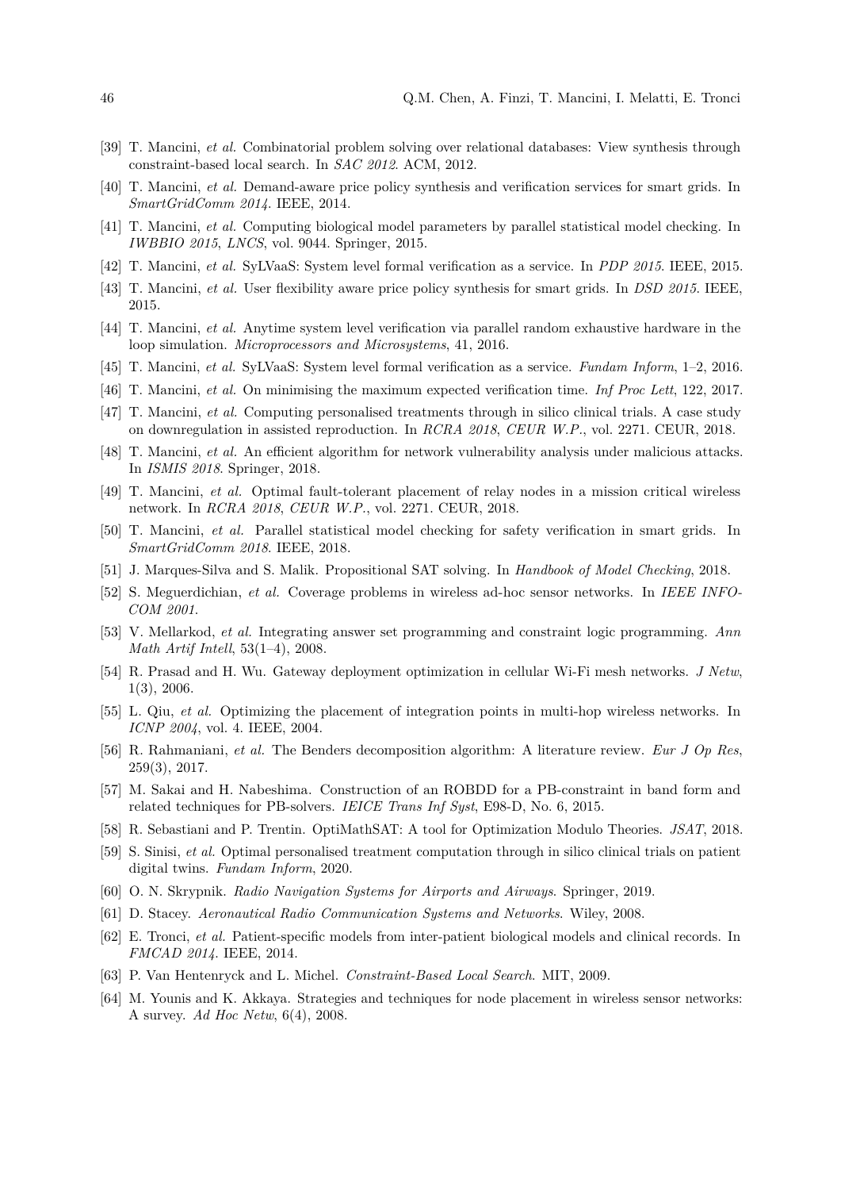[39] T. Mancini, *et al.* Combinatorial problem solving over relational databases: View synthesis through constraint-based local search. In *SAC 2012*. ACM, 2012.

[40] T. Mancini, *et al.* Demand-aware price policy synthesis and verification services for smart grids. In *SmartGridComm 2014*. IEEE, 2014.

[41] T. Mancini, *et al.* Computing biological model parameters by parallel statistical model checking. In *IWBBIO 2015*, *LNCS*, vol. 9044. Springer, 2015.

[42] T. Mancini, *et al.* SyLVaaS: System level formal verification as a service. In *PDP 2015*. IEEE, 2015.

[43] T. Mancini, *et al.* User flexibility aware price policy synthesis for smart grids. In *DSD 2015*. IEEE, 2015.

[44] T. Mancini, *et al.* Anytime system level verification via parallel random exhaustive hardware in the loop simulation. *Microprocessors and Microsystems*, 41, 2016.

[45] T. Mancini, *et al.* SyLVaaS: System level formal verification as a service. *Fundam Inform*, 1–2, 2016.

[46] T. Mancini, *et al.* On minimising the maximum expected verification time. *Inf Proc Lett*, 122, 2017.

[47] T. Mancini, *et al.* Computing personalised treatments through in silico clinical trials. A case study on downregulation in assisted reproduction. In *RCRA 2018*, *CEUR W.P.*, vol. 2271. CEUR, 2018.

[48] T. Mancini, *et al.* An efficient algorithm for network vulnerability analysis under malicious attacks. In *ISMIS 2018*. Springer, 2018.

[49] T. Mancini, *et al.* Optimal fault-tolerant placement of relay nodes in a mission critical wireless network. In *RCRA 2018*, *CEUR W.P.*, vol. 2271. CEUR, 2018.

[50] T. Mancini, *et al.* Parallel statistical model checking for safety verification in smart grids. In *SmartGridComm 2018*. IEEE, 2018.

[51] J. Marques-Silva and S. Malik. Propositional SAT solving. In *Handbook of Model Checking*, 2018.

[52] S. Meguerdichian, *et al.* Coverage problems in wireless ad-hoc sensor networks. In *IEEE INFOCOM 2001*.

[53] V. Mellarkod, *et al.* Integrating answer set programming and constraint logic programming. *Ann Math Artif Intell*, 53(1–4), 2008.

[54] R. Prasad and H. Wu. Gateway deployment optimization in cellular Wi-Fi mesh networks. *J Netw*, 1(3), 2006.

[55] L. Qiu, *et al.* Optimizing the placement of integration points in multi-hop wireless networks. In *ICNP 2004*, vol. 4. IEEE, 2004.

[56] R. Rahmaniani, *et al.* The Benders decomposition algorithm: A literature review. *Eur J Op Res*, 259(3), 2017.

[57] M. Sakai and H. Nabeshima. Construction of an ROBDD for a PB-constraint in band form and related techniques for PB-solvers. *IEICE Trans Inf Syst*, E98-D, No. 6, 2015.

[58] R. Sebastiani and P. Trentin. OptiMathSAT: A tool for Optimization Modulo Theories. *JSAT*, 2018.

[59] S. Sinisi, *et al.* Optimal personalised treatment computation through in silico clinical trials on patient digital twins. *Fundam Inform*, 2020.

[60] O. N. Skrypnik. *Radio Navigation Systems for Airports and Airways*. Springer, 2019.

[61] D. Stacey. *Aeronautical Radio Communication Systems and Networks*. Wiley, 2008.

[62] E. Tronci, *et al.* Patient-specific models from inter-patient biological models and clinical records. In *FMCAD 2014*. IEEE, 2014.

[63] P. Van Hentenryck and L. Michel. *Constraint-Based Local Search*. MIT, 2009.

[64] M. Younis and K. Akkaya. Strategies and techniques for node placement in wireless sensor networks: A survey. *Ad Hoc Netw*, 6(4), 2008.